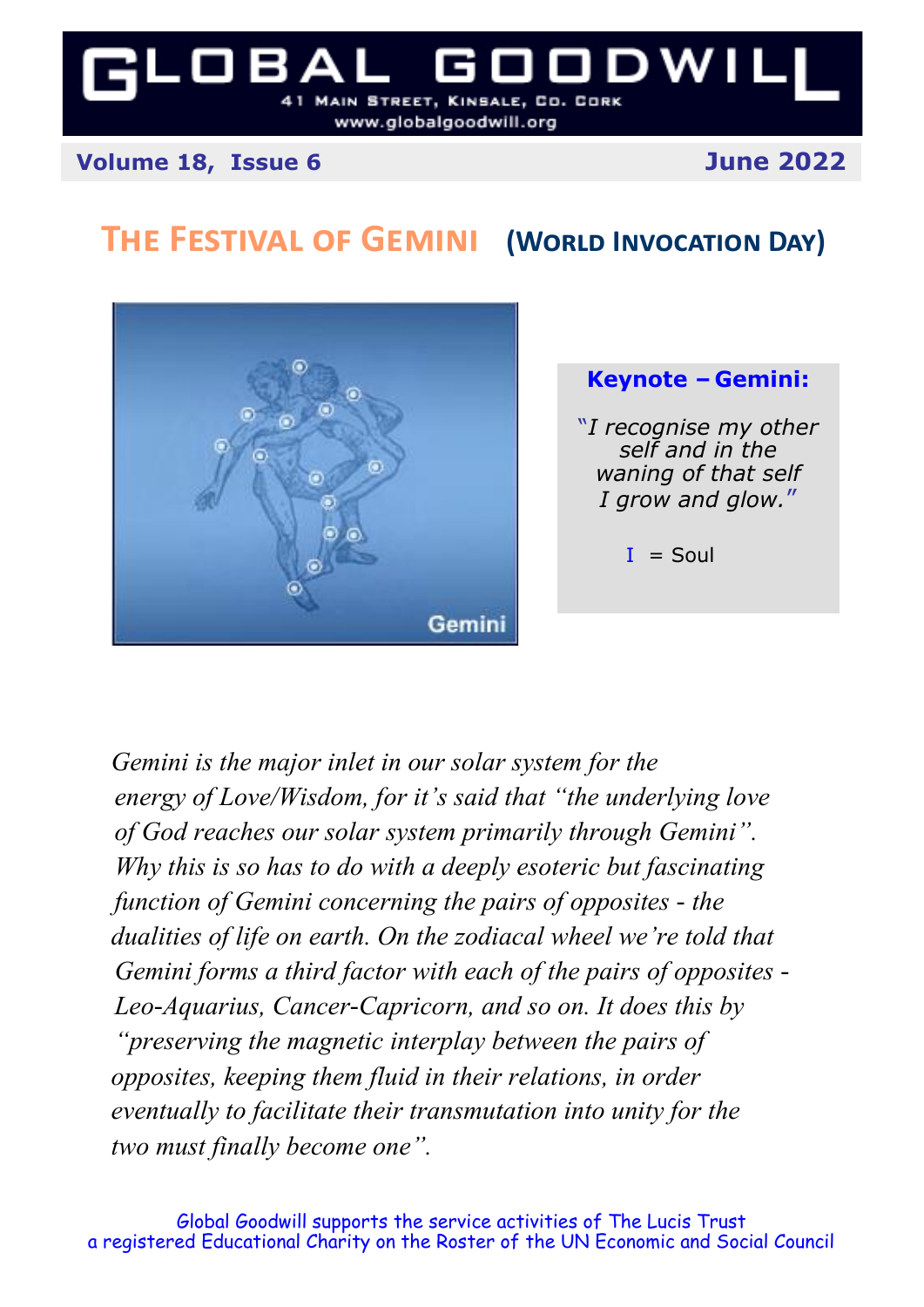# GLOBAL GOODWILL

41 Main Street, Kinsale, Co. Cork

www.globalgoodwill.org

**Volume 18, Issue 6** **June 2022**

## The Festival of Gemini (World Invocation Day)

Gemini

**Keynote – Gemini:**

*"I recognise my other self and in the waning of that self I grow and glow."*

I = Soul

*Gemini is the major inlet in our solar system for the energy of Love/Wisdom, for it's said that "the underlying love of God reaches our solar system primarily through Gemini". Why this is so has to do with a deeply esoteric but fascinating function of Gemini concerning the pairs of opposites - the dualities of life on earth. On the zodiacal wheel we're told that Gemini forms a third factor with each of the pairs of opposites - Leo-Aquarius, Cancer-Capricorn, and so on. It does this by "preserving the magnetic interplay between the pairs of opposites, keeping them fluid in their relations, in order eventually to facilitate their transmutation into unity for the two must finally become one".*

Global Goodwill supports the service activities of The Lucis Trust a registered Educational Charity on the Roster of the UN Economic and Social Council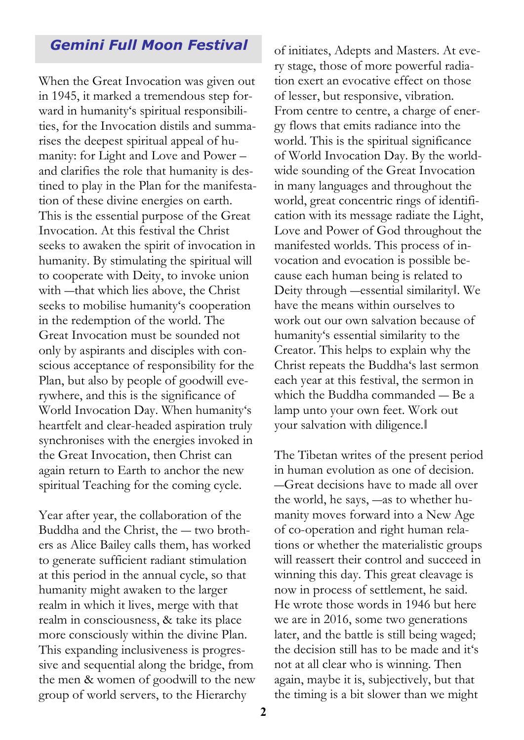## *Gemini Full Moon Festival*

When the Great Invocation was given out in 1945, it marked a tremendous step forward in humanity‘s spiritual responsibilities, for the Invocation distils and summarises the deepest spiritual appeal of humanity: for Light and Love and Power – and clarifies the role that humanity is destined to play in the Plan for the manifestation of these divine energies on earth. This is the essential purpose of the Great Invocation. At this festival the Christ seeks to awaken the spirit of invocation in humanity. By stimulating the spiritual will to cooperate with Deity, to invoke union with ―that which lies above, the Christ seeks to mobilise humanity‘s cooperation in the redemption of the world. The Great Invocation must be sounded not only by aspirants and disciples with conscious acceptance of responsibility for the Plan, but also by people of goodwill everywhere, and this is the significance of World Invocation Day. When humanity‘s heartfelt and clear-headed aspiration truly synchronises with the energies invoked in the Great Invocation, then Christ can again return to Earth to anchor the new spiritual Teaching for the coming cycle.

Year after year, the collaboration of the Buddha and the Christ, the ― two brothers as Alice Bailey calls them, has worked to generate sufficient radiant stimulation at this period in the annual cycle, so that humanity might awaken to the larger realm in which it lives, merge with that realm in consciousness, & take its place more consciously within the divine Plan. This expanding inclusiveness is progressive and sequential along the bridge, from the men & women of goodwill to the new group of world servers, to the Hierarchy of initiates, Adepts and Masters. At every stage, those of more powerful radiation exert an evocative effect on those of lesser, but responsive, vibration. From centre to centre, a charge of energy flows that emits radiance into the world. This is the spiritual significance of World Invocation Day. By the worldwide sounding of the Great Invocation in many languages and throughout the world, great concentric rings of identification with its message radiate the Light, Love and Power of God throughout the manifested worlds. This process of invocation and evocation is possible because each human being is related to Deity through ―essential similarity‖. We have the means within ourselves to work out our own salvation because of humanity‘s essential similarity to the Creator. This helps to explain why the Christ repeats the Buddha‘s last sermon each year at this festival, the sermon in which the Buddha commanded ― Be a lamp unto your own feet. Work out your salvation with diligence.‖

The Tibetan writes of the present period in human evolution as one of decision. ―Great decisions have to made all over the world, he says, ―as to whether humanity moves forward into a New Age of co-operation and right human relations or whether the materialistic groups will reassert their control and succeed in winning this day. This great cleavage is now in process of settlement, he said. He wrote those words in 1946 but here we are in 2016, some two generations later, and the battle is still being waged; the decision still has to be made and it‘s not at all clear who is winning. Then again, maybe it is, subjectively, but that the timing is a bit slower than we might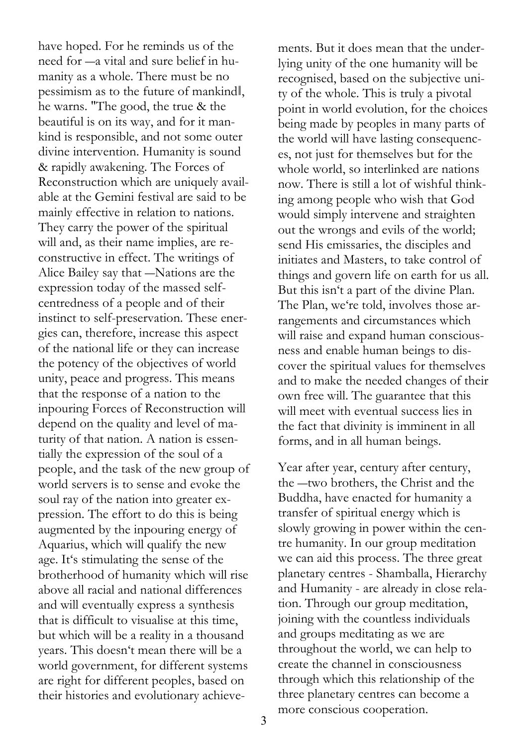have hoped. For he reminds us of the need for —a vital and sure belief in humanity as a whole. There must be no pessimism as to the future of mankind‖, he warns. "The good, the true & the beautiful is on its way, and for it mankind is responsible, and not some outer divine intervention. Humanity is sound & rapidly awakening. The Forces of Reconstruction which are uniquely available at the Gemini festival are said to be mainly effective in relation to nations. They carry the power of the spiritual will and, as their name implies, are reconstructive in effect. The writings of Alice Bailey say that —Nations are the expression today of the massed self-centredness of a people and of their instinct to self-preservation. These energies can, therefore, increase this aspect of the national life or they can increase the potency of the objectives of world unity, peace and progress. This means that the response of a nation to the inpouring Forces of Reconstruction will depend on the quality and level of maturity of that nation. A nation is essentially the expression of the soul of a people, and the task of the new group of world servers is to sense and evoke the soul ray of the nation into greater expression. The effort to do this is being augmented by the inpouring energy of Aquarius, which will qualify the new age. It‗s stimulating the sense of the brotherhood of humanity which will rise above all racial and national differences and will eventually express a synthesis that is difficult to visualise at this time, but which will be a reality in a thousand years. This doesn‗t mean there will be a world government, for different systems are right for different peoples, based on their histories and evolutionary achievements. But it does mean that the underlying unity of the one humanity will be recognised, based on the subjective unity of the whole. This is truly a pivotal point in world evolution, for the choices being made by peoples in many parts of the world will have lasting consequences, not just for themselves but for the whole world, so interlinked are nations now. There is still a lot of wishful thinking among people who wish that God would simply intervene and straighten out the wrongs and evils of the world; send His emissaries, the disciples and initiates and Masters, to take control of things and govern life on earth for us all. But this isn‗t a part of the divine Plan. The Plan, we‗re told, involves those arrangements and circumstances which will raise and expand human consciousness and enable human beings to discover the spiritual values for themselves and to make the needed changes of their own free will. The guarantee that this will meet with eventual success lies in the fact that divinity is imminent in all forms, and in all human beings.

Year after year, century after century, the —two brothers, the Christ and the Buddha, have enacted for humanity a transfer of spiritual energy which is slowly growing in power within the centre humanity. In our group meditation we can aid this process. The three great planetary centres - Shamballa, Hierarchy and Humanity - are already in close relation. Through our group meditation, joining with the countless individuals and groups meditating as we are throughout the world, we can help to create the channel in consciousness through which this relationship of the three planetary centres can become a more conscious cooperation.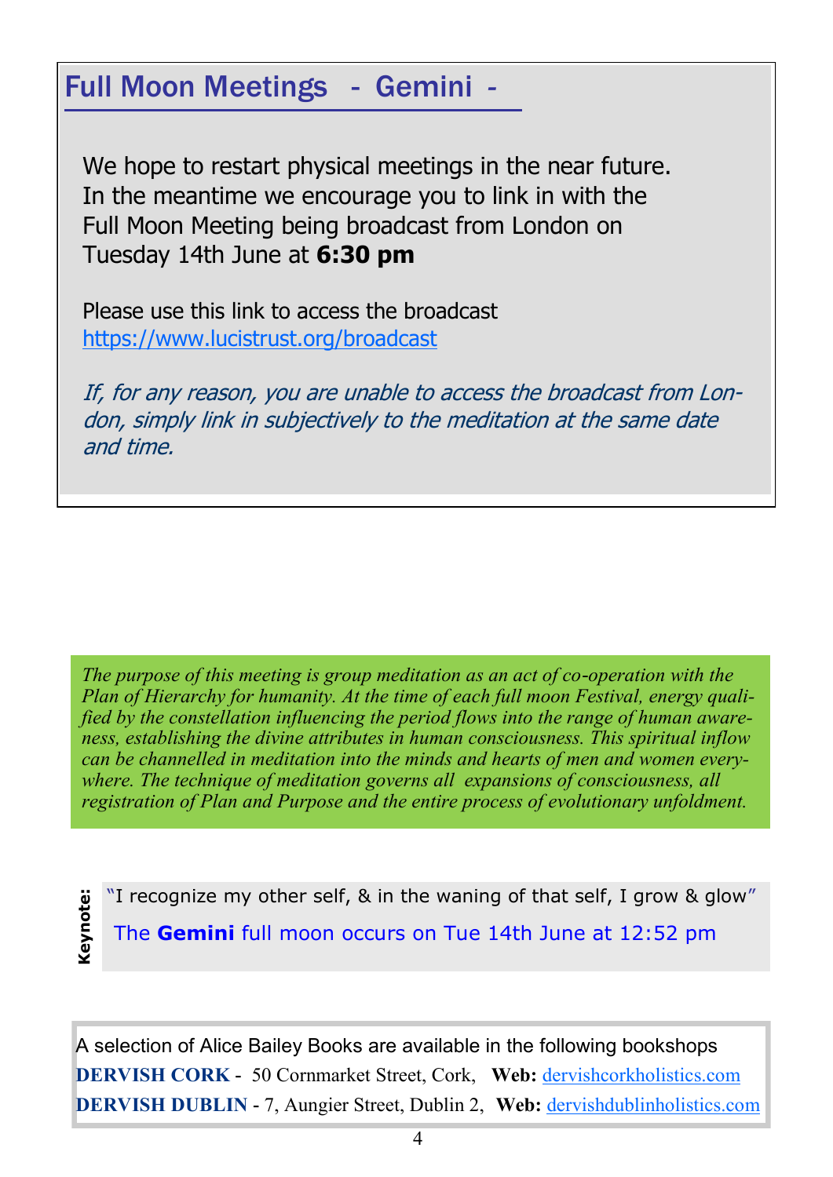## Full Moon Meetings - Gemini -

We hope to restart physical meetings in the near future. In the meantime we encourage you to link in with the Full Moon Meeting being broadcast from London on Tuesday 14th June at **6:30 pm**

Please use this link to access the broadcast
https://www.lucistrust.org/broadcast

*If, for any reason, you are unable to access the broadcast from London, simply link in subjectively to the meditation at the same date and time.*

*The purpose of this meeting is group meditation as an act of co-operation with the Plan of Hierarchy for humanity. At the time of each full moon Festival, energy qualified by the constellation influencing the period flows into the range of human awareness, establishing the divine attributes in human consciousness. This spiritual inflow can be channelled in meditation into the minds and hearts of men and women everywhere. The technique of meditation governs all expansions of consciousness, all registration of Plan and Purpose and the entire process of evolutionary unfoldment.*

**Keynote:** "I recognize my other self, & in the waning of that self, I grow & glow"

The **Gemini** full moon occurs on Tue 14th June at 12:52 pm

A selection of Alice Bailey Books are available in the following bookshops

**DERVISH CORK** - 50 Cornmarket Street, Cork, **Web:** dervishcorkholistics.com

**DERVISH DUBLIN** - 7, Aungier Street, Dublin 2, **Web:** dervishdublinholistics.com